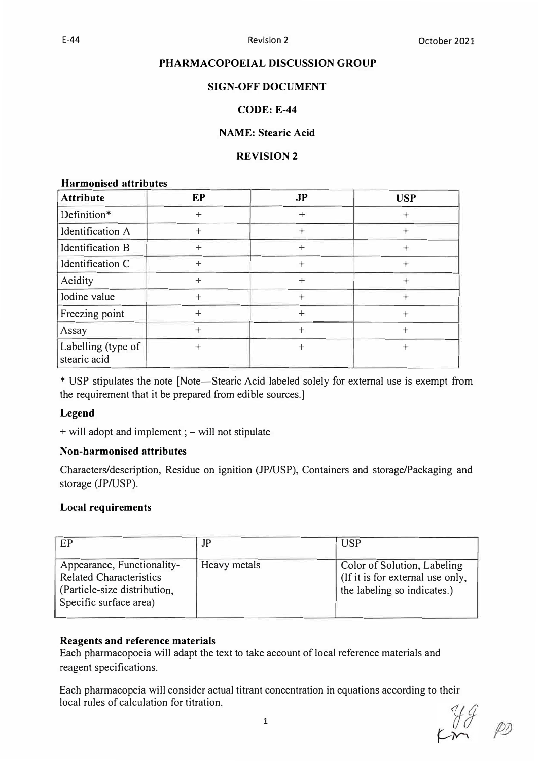# PHARMACOPOEIAL DISCUSSION GROUP

## SIGN-OFF DOCUMENT

## CODE: E-44

## NAME: Stearic Acid

## REVISION 2

**Harmonised attributes**

| Attribute | EP | JP | USP |
|---|---|---|---|
| Definition* | + | + | + |
| Identification A | + | + | + |
| Identification B | + | + | + |
| Identification C | + | + | + |
| Acidity | + | + | + |
| Iodine value | + | + | + |
| Freezing point | + | + | + |
| Assay | + | + | + |
| Labelling (type of stearic acid | + | + | + |

* USP stipulates the note [Note—Stearic Acid labeled solely for external use is exempt from the requirement that it be prepared from edible sources.]

**Legend**

+ will adopt and implement ; – will not stipulate

**Non-harmonised attributes**

Characters/description, Residue on ignition (JP/USP), Containers and storage/Packaging and storage (JP/USP).

**Local requirements**

| EP | JP | USP |
|---|---|---|
| Appearance, Functionality-Related Characteristics (Particle-size distribution, Specific surface area) | Heavy metals | Color of Solution, Labeling (If it is for external use only, the labeling so indicates.) |

**Reagents and reference materials**

Each pharmacopoeia will adapt the text to take account of local reference materials and reagent specifications.

Each pharmacopeia will consider actual titrant concentration in equations according to their local rules of calculation for titration.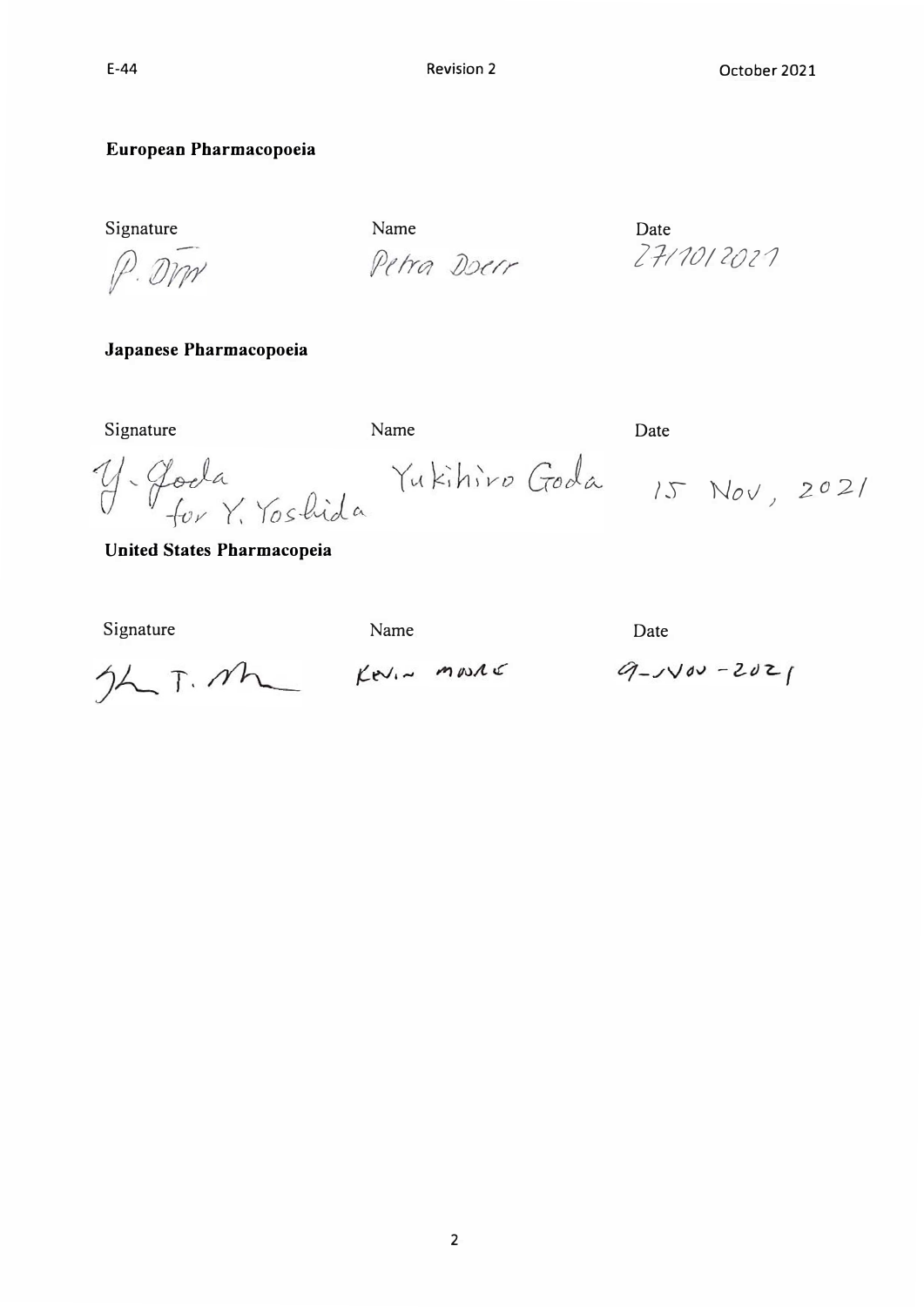**European Pharmacopoeia**

| Signature | Name | Date |
|---|---|---|
| P. Dörr | Petra Doerr | 27/10/2021 |

**Japanese Pharmacopoeia**

| Signature | Name | Date |
|---|---|---|
| Y. Goda for Y. Yoshida | Yukihiro Goda | 15 Nov, 2021 |

**United States Pharmacopeia**

| Signature | Name | Date |
|---|---|---|
| K. T. M. | KEVIN MOORE | 9-NOV-2021 |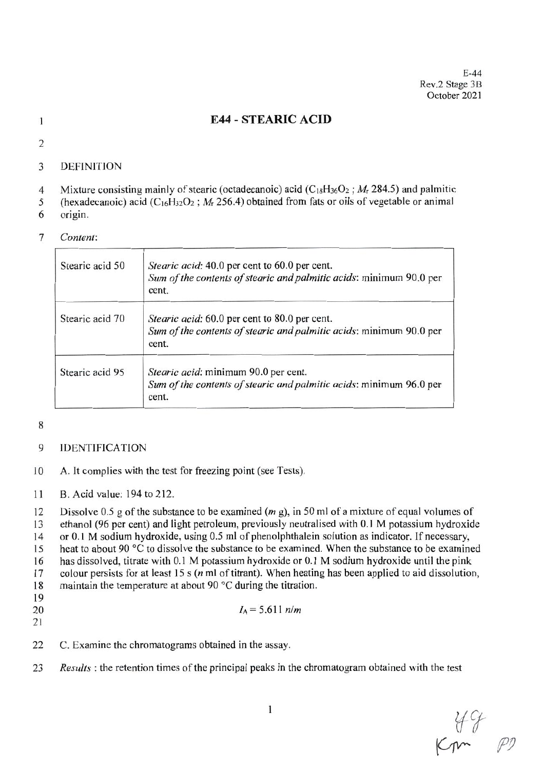# E44 - STEARIC ACID

DEFINITION

Mixture consisting mainly of stearic (octadecanoic) acid ($C_{18}H_{36}O_2$ ; $M_r$ 284.5) and palmitic (hexadecanoic) acid ($C_{16}H_{32}O_2$ ; $M_r$ 256.4) obtained from fats or oils of vegetable or animal origin.

*Content*:

| | |
|---|---|
| Stearic acid 50 | *Stearic acid*: 40.0 per cent to 60.0 per cent.<br>*Sum of the contents of stearic and palmitic acids*: minimum 90.0 per cent. |
| Stearic acid 70 | *Stearic acid*: 60.0 per cent to 80.0 per cent.<br>*Sum of the contents of stearic and palmitic acids*: minimum 90.0 per cent. |
| Stearic acid 95 | *Stearic acid*: minimum 90.0 per cent.<br>*Sum of the contents of stearic and palmitic acids*: minimum 96.0 per cent. |

IDENTIFICATION

A. It complies with the test for freezing point (see Tests).

B. Acid value: 194 to 212.

Dissolve 0.5 g of the substance to be examined (*m* g), in 50 ml of a mixture of equal volumes of ethanol (96 per cent) and light petroleum, previously neutralised with 0.1 M potassium hydroxide or 0.1 M sodium hydroxide, using 0.5 ml of phenolphthalein solution as indicator. If necessary, heat to about 90 °C to dissolve the substance to be examined. When the substance to be examined has dissolved, titrate with 0.1 M potassium hydroxide or 0.1 M sodium hydroxide until the pink colour persists for at least 15 s (*n* ml of titrant). When heating has been applied to aid dissolution, maintain the temperature at about 90 °C during the titration.

$$I_A = 5.611\ n/m$$

C. Examine the chromatograms obtained in the assay.

*Results* : the retention times of the principal peaks in the chromatogram obtained with the test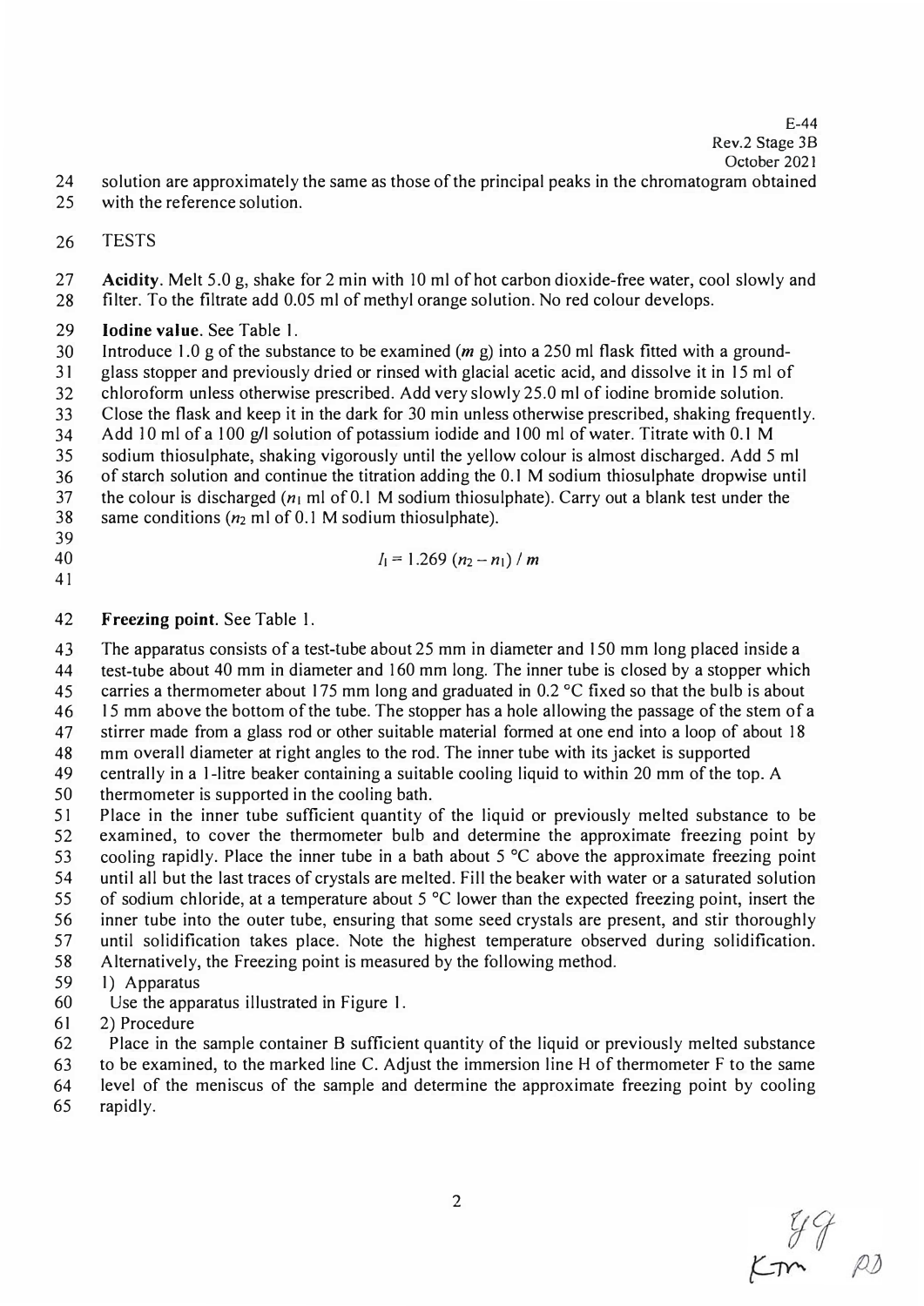solution are approximately the same as those of the principal peaks in the chromatogram obtained with the reference solution.

TESTS

**Acidity**. Melt 5.0 g, shake for 2 min with 10 ml of hot carbon dioxide-free water, cool slowly and filter. To the filtrate add 0.05 ml of methyl orange solution. No red colour develops.

**Iodine value**. See Table 1.

Introduce 1.0 g of the substance to be examined (*m* g) into a 250 ml flask fitted with a ground-glass stopper and previously dried or rinsed with glacial acetic acid, and dissolve it in 15 ml of chloroform unless otherwise prescribed. Add very slowly 25.0 ml of iodine bromide solution. Close the flask and keep it in the dark for 30 min unless otherwise prescribed, shaking frequently. Add 10 ml of a 100 g/l solution of potassium iodide and 100 ml of water. Titrate with 0.1 M sodium thiosulphate, shaking vigorously until the yellow colour is almost discharged. Add 5 ml of starch solution and continue the titration adding the 0.1 M sodium thiosulphate dropwise until the colour is discharged ($n_1$ ml of 0.1 M sodium thiosulphate). Carry out a blank test under the same conditions ($n_2$ ml of 0.1 M sodium thiosulphate).

$$I_I = 1.269\ (n_2 - n_1)\ /\ m$$

**Freezing point**. See Table 1.

The apparatus consists of a test-tube about 25 mm in diameter and 150 mm long placed inside a test-tube about 40 mm in diameter and 160 mm long. The inner tube is closed by a stopper which carries a thermometer about 175 mm long and graduated in 0.2 °C fixed so that the bulb is about 15 mm above the bottom of the tube. The stopper has a hole allowing the passage of the stem of a stirrer made from a glass rod or other suitable material formed at one end into a loop of about 18 mm overall diameter at right angles to the rod. The inner tube with its jacket is supported centrally in a 1-litre beaker containing a suitable cooling liquid to within 20 mm of the top. A thermometer is supported in the cooling bath.

Place in the inner tube sufficient quantity of the liquid or previously melted substance to be examined, to cover the thermometer bulb and determine the approximate freezing point by cooling rapidly. Place the inner tube in a bath about 5 °C above the approximate freezing point until all but the last traces of crystals are melted. Fill the beaker with water or a saturated solution of sodium chloride, at a temperature about 5 °C lower than the expected freezing point, insert the inner tube into the outer tube, ensuring that some seed crystals are present, and stir thoroughly until solidification takes place. Note the highest temperature observed during solidification.

Alternatively, the Freezing point is measured by the following method.

1) Apparatus

Use the apparatus illustrated in Figure 1.

2) Procedure

Place in the sample container B sufficient quantity of the liquid or previously melted substance to be examined, to the marked line C. Adjust the immersion line H of thermometer F to the same level of the meniscus of the sample and determine the approximate freezing point by cooling rapidly.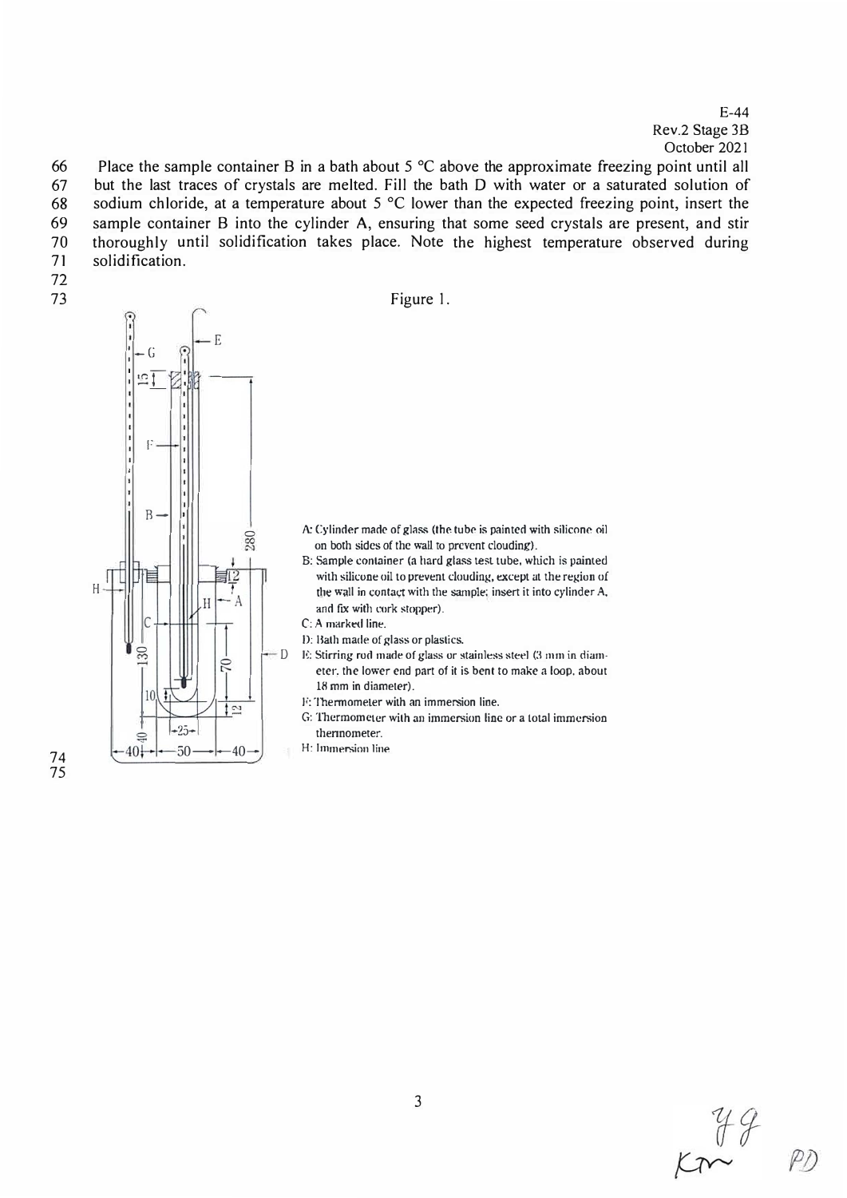Place the sample container B in a bath about 5 °C above the approximate freezing point until all but the last traces of crystals are melted. Fill the bath D with water or a saturated solution of sodium chloride, at a temperature about 5 °C lower than the expected freezing point, insert the sample container B into the cylinder A, ensuring that some seed crystals are present, and stir thoroughly until solidification takes place. Note the highest temperature observed during solidification.

Figure 1.

A: Cylinder made of glass (the tube is painted with silicone oil on both sides of the wall to prevent clouding).
B: Sample container (a hard glass test tube, which is painted with silicone oil to prevent clouding, except at the region of the wall in contact with the sample; insert it into cylinder A, and fix with cork stopper).
C: A marked line.
D: Bath made of glass or plastics.
E: Stirring rod made of glass or stainless steel (3 mm in diameter, the lower end part of it is bent to make a loop, about 18 mm in diameter).
F: Thermometer with an immersion line.
G: Thermometer with an immersion line or a total immersion thermometer.
H: Immersion line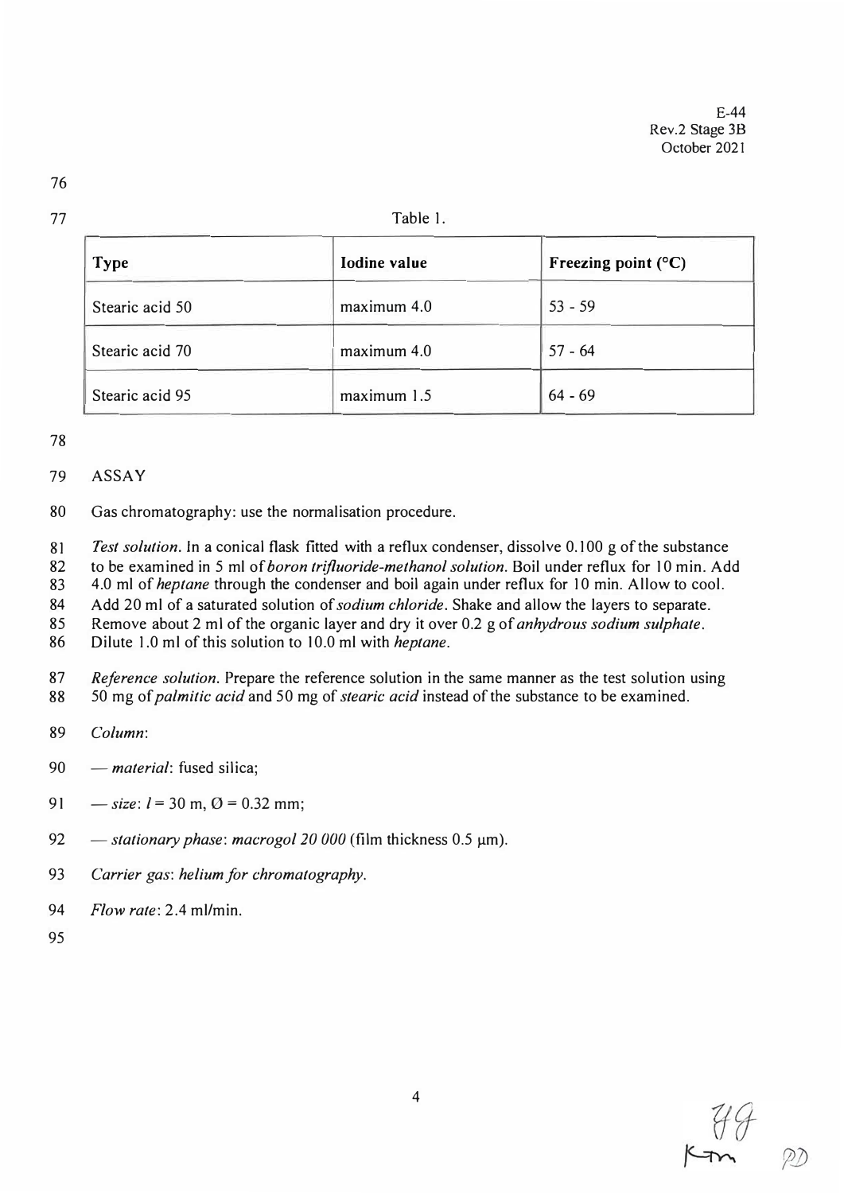Table 1.

| Type | Iodine value | Freezing point (°C) |
|---|---|---|
| Stearic acid 50 | maximum 4.0 | 53 - 59 |
| Stearic acid 70 | maximum 4.0 | 57 - 64 |
| Stearic acid 95 | maximum 1.5 | 64 - 69 |

ASSAY

Gas chromatography: use the normalisation procedure.

*Test solution.* In a conical flask fitted with a reflux condenser, dissolve 0.100 g of the substance to be examined in 5 ml of *boron trifluoride-methanol solution*. Boil under reflux for 10 min. Add 4.0 ml of *heptane* through the condenser and boil again under reflux for 10 min. Allow to cool. Add 20 ml of a saturated solution of *sodium chloride*. Shake and allow the layers to separate. Remove about 2 ml of the organic layer and dry it over 0.2 g of *anhydrous sodium sulphate*. Dilute 1.0 ml of this solution to 10.0 ml with *heptane*.

*Reference solution.* Prepare the reference solution in the same manner as the test solution using 50 mg of *palmitic acid* and 50 mg of *stearic acid* instead of the substance to be examined.

*Column*:

— *material*: fused silica;

— *size*: $l$ = 30 m, Ø = 0.32 mm;

— *stationary phase*: *macrogol 20 000* (film thickness 0.5 μm).

*Carrier gas*: *helium for chromatography*.

*Flow rate*: 2.4 ml/min.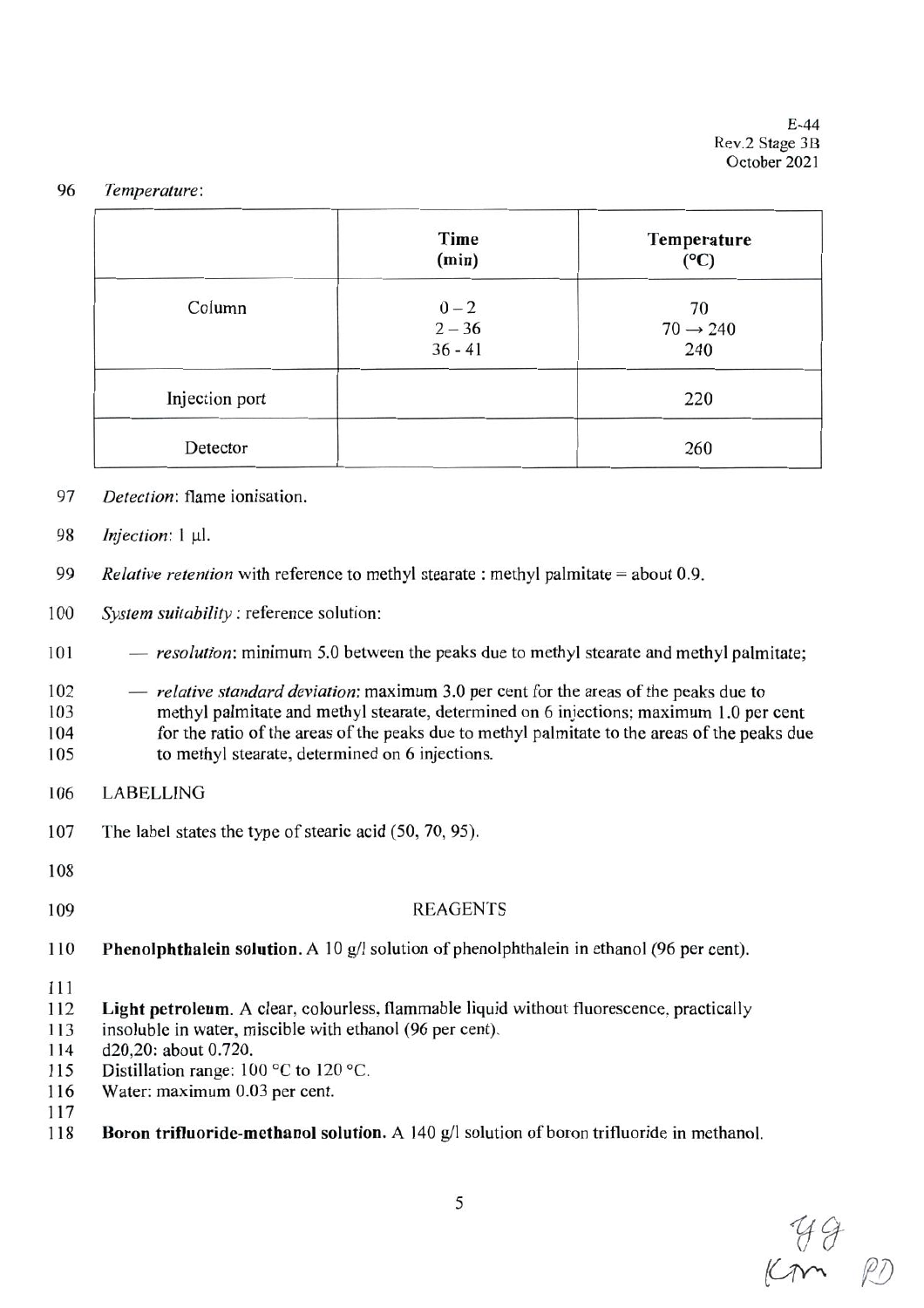*Temperature*:

| | Time (min) | Temperature (°C) |
|---|---|---|
| Column | 0 – 2<br>2 – 36<br>36 - 41 | 70<br>70 → 240<br>240 |
| Injection port | | 220 |
| Detector | | 260 |

*Detection*: flame ionisation.

*Injection*: 1 μl.

*Relative retention* with reference to methyl stearate : methyl palmitate = about 0.9.

*System suitability* : reference solution:

— *resolution*: minimum 5.0 between the peaks due to methyl stearate and methyl palmitate;

— *relative standard deviation*: maximum 3.0 per cent for the areas of the peaks due to methyl palmitate and methyl stearate, determined on 6 injections; maximum 1.0 per cent for the ratio of the areas of the peaks due to methyl palmitate to the areas of the peaks due to methyl stearate, determined on 6 injections.

LABELLING

The label states the type of stearic acid (50, 70, 95).

REAGENTS

**Phenolphthalein solution.** A 10 g/l solution of phenolphthalein in ethanol (96 per cent).

**Light petroleum**. A clear, colourless, flammable liquid without fluorescence, practically insoluble in water, miscible with ethanol (96 per cent).
$d_{20}^{20}$: about 0.720.
Distillation range: 100 °C to 120 °C.
Water: maximum 0.03 per cent.

**Boron trifluoride-methanol solution.** A 140 g/l solution of boron trifluoride in methanol.